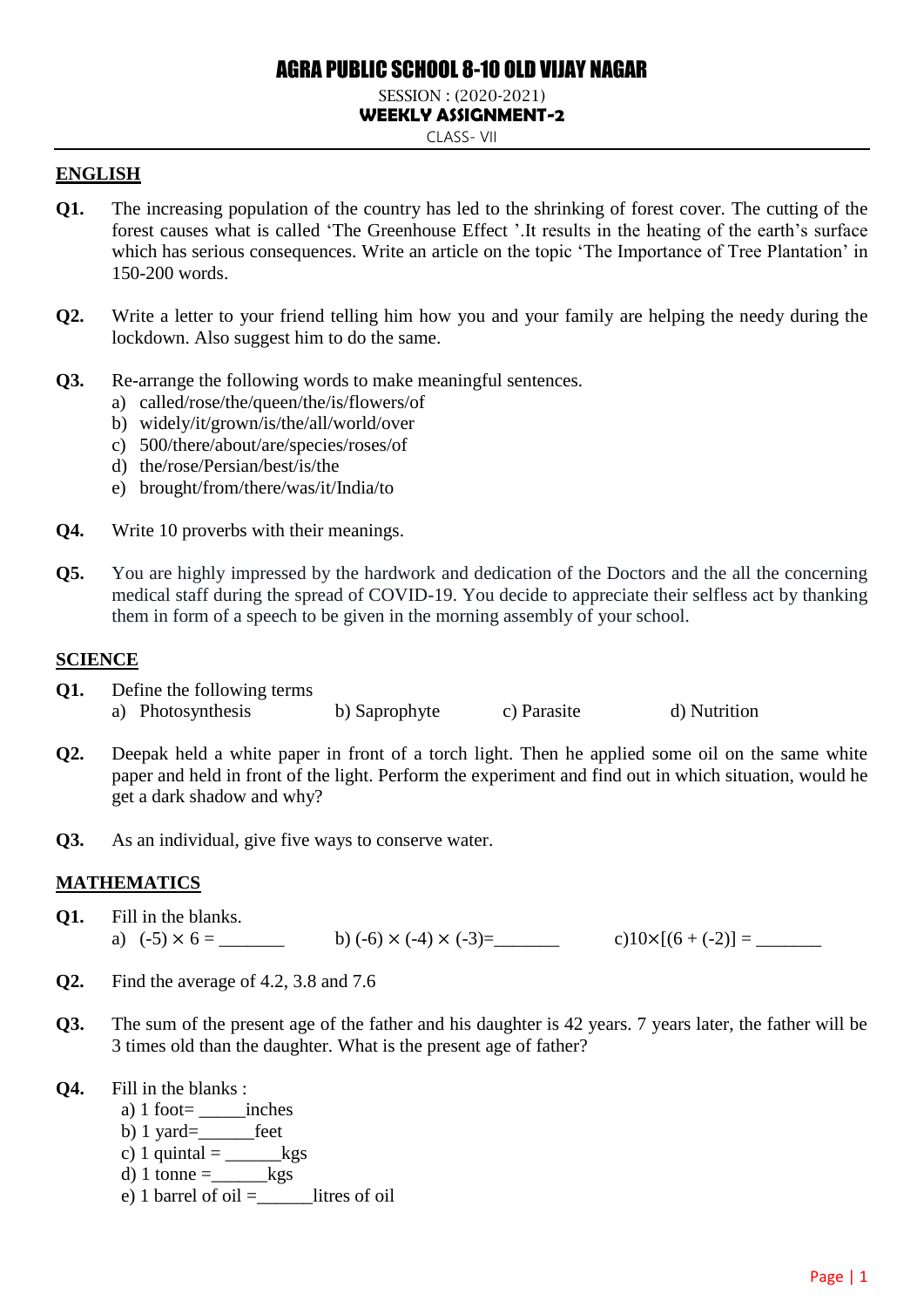# AGRA PUBLIC SCHOOL 8-10 OLD VIJAY NAGAR

SESSION : (2020-2021)

**WEEKLY ASSIGNMENT-2**

CLASS- VII

---

## ENGLISH

**Q1.** The increasing population of the country has led to the shrinking of forest cover. The cutting of the forest causes what is called 'The Greenhouse Effect '.It results in the heating of the earth's surface which has serious consequences. Write an article on the topic 'The Importance of Tree Plantation' in 150-200 words.

**Q2.** Write a letter to your friend telling him how you and your family are helping the needy during the lockdown. Also suggest him to do the same.

**Q3.** Re-arrange the following words to make meaningful sentences.

a) called/rose/the/queen/the/is/flowers/of
b) widely/it/grown/is/the/all/world/over
c) 500/there/about/are/species/roses/of
d) the/rose/Persian/best/is/the
e) brought/from/there/was/it/India/to

**Q4.** Write 10 proverbs with their meanings.

**Q5.** You are highly impressed by the hardwork and dedication of the Doctors and the all the concerning medical staff during the spread of COVID-19. You decide to appreciate their selfless act by thanking them in form of a speech to be given in the morning assembly of your school.

## SCIENCE

**Q1.** Define the following terms

a) Photosynthesis  b) Saprophyte  c) Parasite  d) Nutrition

**Q2.** Deepak held a white paper in front of a torch light. Then he applied some oil on the same white paper and held in front of the light. Perform the experiment and find out in which situation, would he get a dark shadow and why?

**Q3.** As an individual, give five ways to conserve water.

## MATHEMATICS

**Q1.** Fill in the blanks.

a) $(-5) \times 6 =$ _______  b) $(-6) \times (-4) \times (-3) =$_______  c) $10 \times [(6 + (-2)] =$ _______

**Q2.** Find the average of 4.2, 3.8 and 7.6

**Q3.** The sum of the present age of the father and his daughter is 42 years. 7 years later, the father will be 3 times old than the daughter. What is the present age of father?

**Q4.** Fill in the blanks :

a) 1 foot= _____inches
b) 1 yard=______feet
c) 1 quintal = ______kgs
d) 1 tonne =______kgs
e) 1 barrel of oil =______litres of oil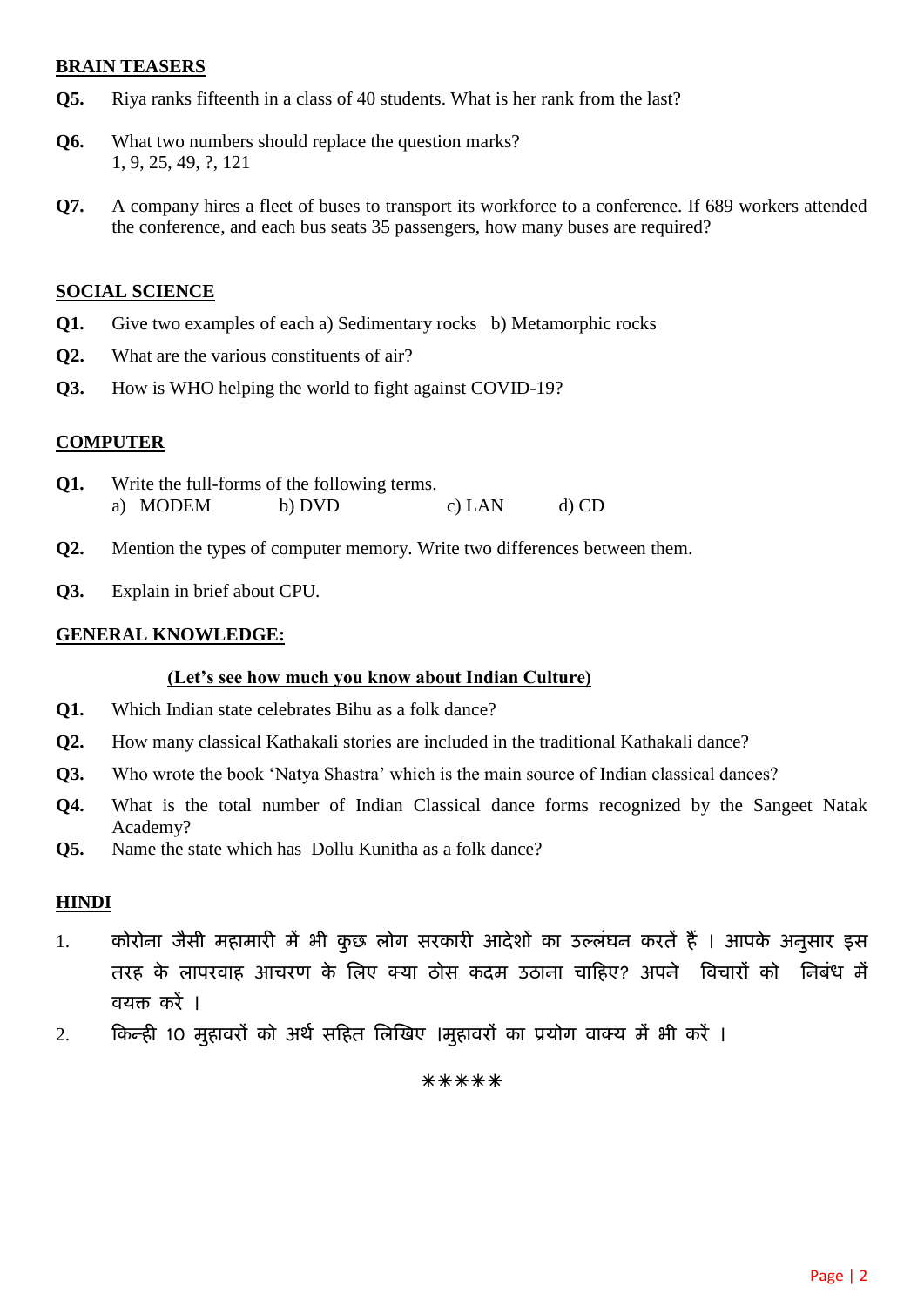## BRAIN TEASERS

**Q5.** Riya ranks fifteenth in a class of 40 students. What is her rank from the last?

**Q6.** What two numbers should replace the question marks?
1, 9, 25, 49, ?, 121

**Q7.** A company hires a fleet of buses to transport its workforce to a conference. If 689 workers attended the conference, and each bus seats 35 passengers, how many buses are required?

## SOCIAL SCIENCE

**Q1.** Give two examples of each a) Sedimentary rocks b) Metamorphic rocks

**Q2.** What are the various constituents of air?

**Q3.** How is WHO helping the world to fight against COVID-19?

## COMPUTER

**Q1.** Write the full-forms of the following terms.
a) MODEM b) DVD c) LAN d) CD

**Q2.** Mention the types of computer memory. Write two differences between them.

**Q3.** Explain in brief about CPU.

## GENERAL KNOWLEDGE:

**(Let's see how much you know about Indian Culture)**

**Q1.** Which Indian state celebrates Bihu as a folk dance?

**Q2.** How many classical Kathakali stories are included in the traditional Kathakali dance?

**Q3.** Who wrote the book 'Natya Shastra' which is the main source of Indian classical dances?

**Q4.** What is the total number of Indian Classical dance forms recognized by the Sangeet Natak Academy?

**Q5.** Name the state which has Dollu Kunitha as a folk dance?

## HINDI

1. कोरोना जैसी महामारी में भी कुछ लोग सरकारी आदेशों का उल्लंघन करतें हैं । आपके अनुसार इस तरह के लापरवाह आचरण के लिए क्या ठोस कदम उठाना चाहिए? अपने विचारों को निबंध में वयक्त करें ।
2. किन्ही 10 मुहावरों को अर्थ सहित लिखिए ।मुहावरों का प्रयोग वाक्य में भी करें ।

✳✳✳✳✳